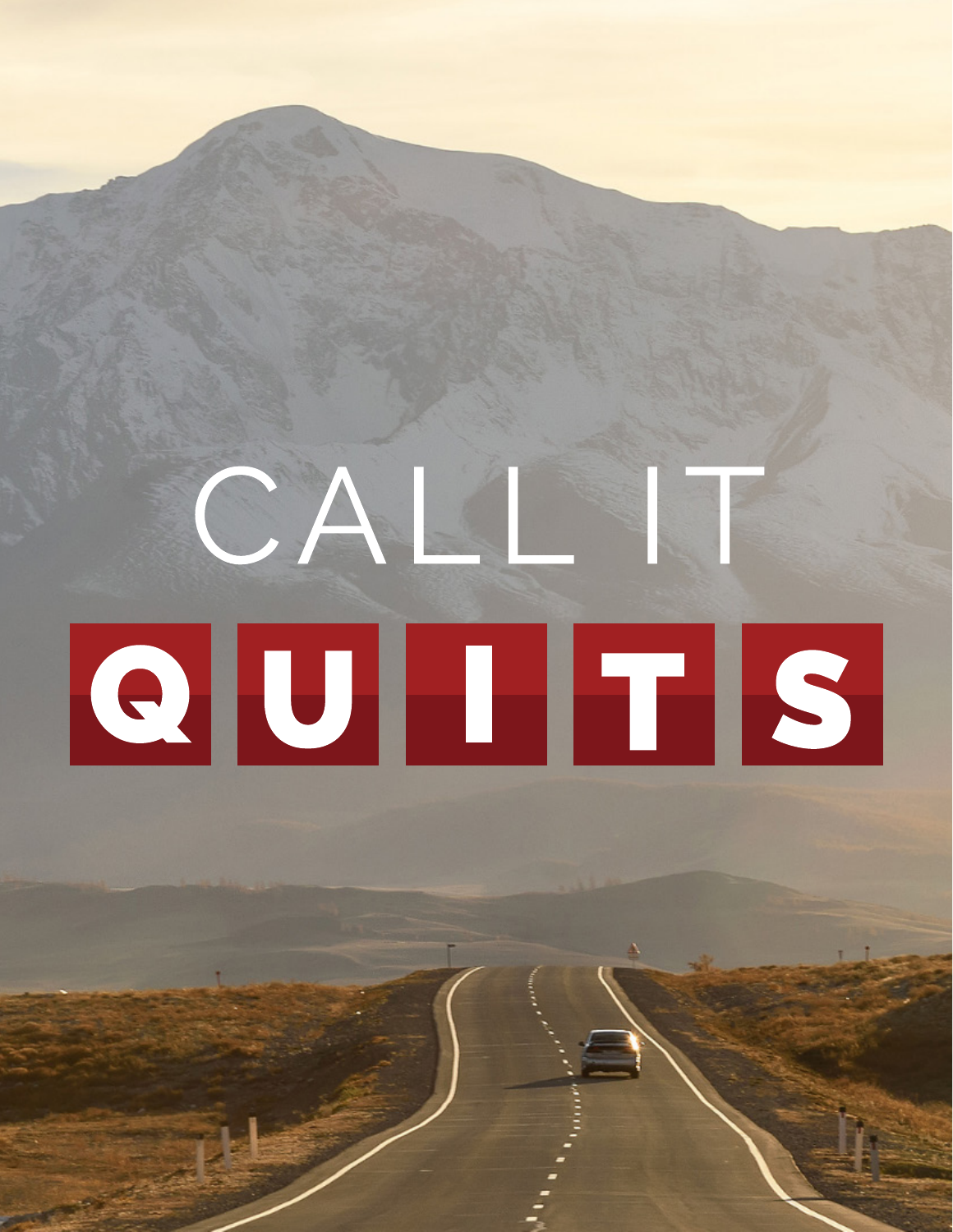# CALL IT QUITS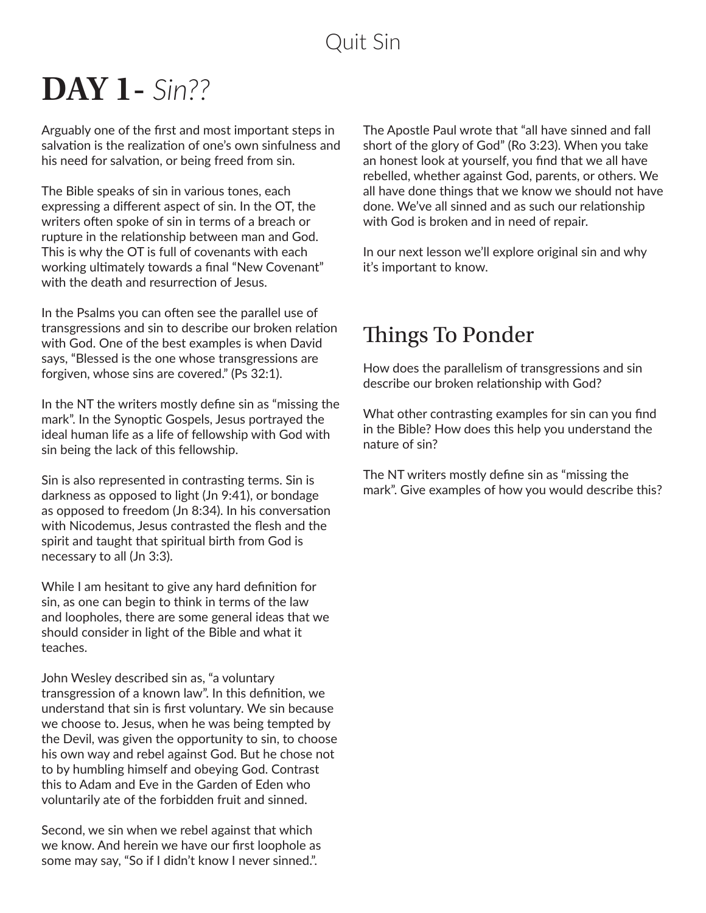# DAY 1 - *Sin??*

Arguably one of the first and most important steps in salvation is the realization of one's own sinfulness and his need for salvation, or being freed from sin.

The Bible speaks of sin in various tones, each expressing a different aspect of sin. In the OT, the writers often spoke of sin in terms of a breach or rupture in the relationship between man and God. This is why the OT is full of covenants with each working ultimately towards a final "New Covenant" with the death and resurrection of Jesus.

In the Psalms you can often see the parallel use of transgressions and sin to describe our broken relation with God. One of the best examples is when David says, "Blessed is the one whose transgressions are forgiven, whose sins are covered." (Ps 32:1).

In the NT the writers mostly define sin as "missing the mark". In the Synoptic Gospels, Jesus portrayed the ideal human life as a life of fellowship with God with sin being the lack of this fellowship.

Sin is also represented in contrasting terms. Sin is darkness as opposed to light (Jn 9:41), or bondage as opposed to freedom (Jn 8:34). In his conversation with Nicodemus, Jesus contrasted the flesh and the spirit and taught that spiritual birth from God is necessary to all (Jn 3:3).

While I am hesitant to give any hard definition for sin, as one can begin to think in terms of the law and loopholes, there are some general ideas that we should consider in light of the Bible and what it teaches.

John Wesley described sin as, "a voluntary transgression of a known law". In this definition, we understand that sin is first voluntary. We sin because we choose to. Jesus, when he was being tempted by the Devil, was given the opportunity to sin, to choose his own way and rebel against God. But he chose not to by humbling himself and obeying God. Contrast this to Adam and Eve in the Garden of Eden who voluntarily ate of the forbidden fruit and sinned.

Second, we sin when we rebel against that which we know. And herein we have our first loophole as some may say, "So if I didn't know I never sinned.".

The Apostle Paul wrote that "all have sinned and fall short of the glory of God" (Ro 3:23). When you take an honest look at yourself, you find that we all have rebelled, whether against God, parents, or others. We all have done things that we know we should not have done. We've all sinned and as such our relationship with God is broken and in need of repair.

In our next lesson we'll explore original sin and why it's important to know.

## Things To Ponder

How does the parallelism of transgressions and sin describe our broken relationship with God?

What other contrasting examples for sin can you find in the Bible? How does this help you understand the nature of sin?

The NT writers mostly define sin as "missing the mark". Give examples of how you would describe this?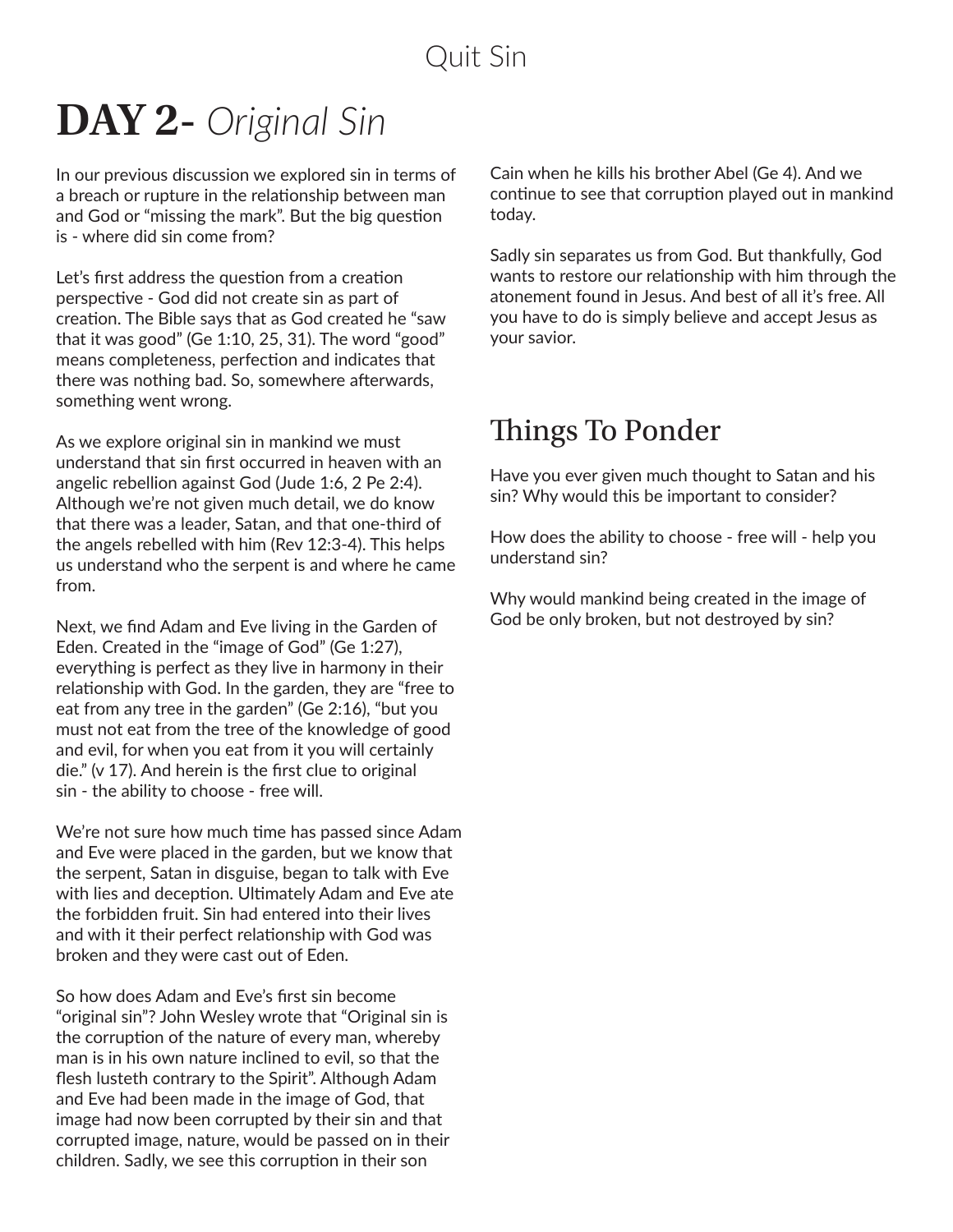# DAY 2- *Original Sin*

In our previous discussion we explored sin in terms of a breach or rupture in the relationship between man and God or "missing the mark". But the big question is - where did sin come from?

Let's first address the question from a creation perspective - God did not create sin as part of creation. The Bible says that as God created he "saw that it was good" (Ge 1:10, 25, 31). The word "good" means completeness, perfection and indicates that there was nothing bad. So, somewhere afterwards, something went wrong.

As we explore original sin in mankind we must understand that sin first occurred in heaven with an angelic rebellion against God (Jude 1:6, 2 Pe 2:4). Although we're not given much detail, we do know that there was a leader, Satan, and that one-third of the angels rebelled with him (Rev 12:3-4). This helps us understand who the serpent is and where he came from.

Next, we find Adam and Eve living in the Garden of Eden. Created in the "image of God" (Ge 1:27), everything is perfect as they live in harmony in their relationship with God. In the garden, they are "free to eat from any tree in the garden" (Ge 2:16), "but you must not eat from the tree of the knowledge of good and evil, for when you eat from it you will certainly die." (v 17). And herein is the first clue to original sin - the ability to choose - free will.

We're not sure how much time has passed since Adam and Eve were placed in the garden, but we know that the serpent, Satan in disguise, began to talk with Eve with lies and deception. Ultimately Adam and Eve ate the forbidden fruit. Sin had entered into their lives and with it their perfect relationship with God was broken and they were cast out of Eden.

So how does Adam and Eve's first sin become "original sin"? John Wesley wrote that "Original sin is the corruption of the nature of every man, whereby man is in his own nature inclined to evil, so that the flesh lusteth contrary to the Spirit". Although Adam and Eve had been made in the image of God, that image had now been corrupted by their sin and that corrupted image, nature, would be passed on in their children. Sadly, we see this corruption in their son Cain when he kills his brother Abel (Ge 4). And we continue to see that corruption played out in mankind today.

Sadly sin separates us from God. But thankfully, God wants to restore our relationship with him through the atonement found in Jesus. And best of all it's free. All you have to do is simply believe and accept Jesus as your savior.

## Things To Ponder

Have you ever given much thought to Satan and his sin? Why would this be important to consider?

How does the ability to choose - free will - help you understand sin?

Why would mankind being created in the image of God be only broken, but not destroyed by sin?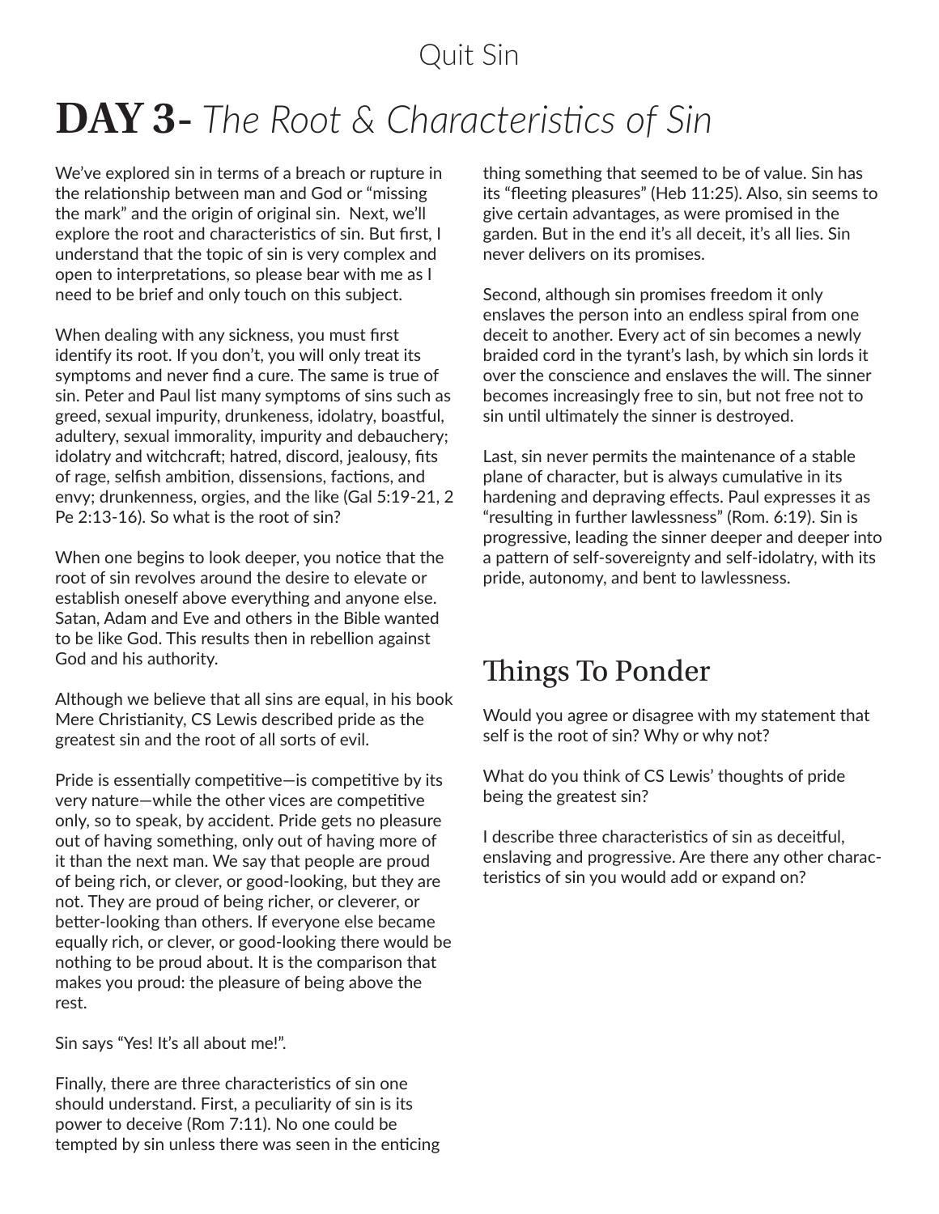# **DAY 3-** *The Root & Characteristics of Sin*

We've explored sin in terms of a breach or rupture in the relationship between man and God or "missing the mark" and the origin of original sin.  Next, we'll explore the root and characteristics of sin. But first, I understand that the topic of sin is very complex and open to interpretations, so please bear with me as I need to be brief and only touch on this subject.

When dealing with any sickness, you must first identify its root. If you don't, you will only treat its symptoms and never find a cure. The same is true of sin. Peter and Paul list many symptoms of sins such as greed, sexual impurity, drunkeness, idolatry, boastful, adultery, sexual immorality, impurity and debauchery; idolatry and witchcraft; hatred, discord, jealousy, fits of rage, selfish ambition, dissensions, factions, and envy; drunkenness, orgies, and the like (Gal 5:19-21, 2 Pe 2:13-16). So what is the root of sin?

When one begins to look deeper, you notice that the root of sin revolves around the desire to elevate or establish oneself above everything and anyone else. Satan, Adam and Eve and others in the Bible wanted to be like God. This results then in rebellion against God and his authority.

Although we believe that all sins are equal, in his book Mere Christianity, CS Lewis described pride as the greatest sin and the root of all sorts of evil.

Pride is essentially competitive—is competitive by its very nature—while the other vices are competitive only, so to speak, by accident. Pride gets no pleasure out of having something, only out of having more of it than the next man. We say that people are proud of being rich, or clever, or good-looking, but they are not. They are proud of being richer, or cleverer, or better-looking than others. If everyone else became equally rich, or clever, or good-looking there would be nothing to be proud about. It is the comparison that makes you proud: the pleasure of being above the rest.

Sin says "Yes! It's all about me!".

Finally, there are three characteristics of sin one should understand. First, a peculiarity of sin is its power to deceive (Rom 7:11). No one could be tempted by sin unless there was seen in the enticing thing something that seemed to be of value. Sin has its "fleeting pleasures" (Heb 11:25). Also, sin seems to give certain advantages, as were promised in the garden. But in the end it's all deceit, it's all lies. Sin never delivers on its promises.

Second, although sin promises freedom it only enslaves the person into an endless spiral from one deceit to another. Every act of sin becomes a newly braided cord in the tyrant's lash, by which sin lords it over the conscience and enslaves the will. The sinner becomes increasingly free to sin, but not free not to sin until ultimately the sinner is destroyed.

Last, sin never permits the maintenance of a stable plane of character, but is always cumulative in its hardening and depraving effects. Paul expresses it as "resulting in further lawlessness" (Rom. 6:19). Sin is progressive, leading the sinner deeper and deeper into a pattern of self-sovereignty and self-idolatry, with its pride, autonomy, and bent to lawlessness.

## Things To Ponder

Would you agree or disagree with my statement that self is the root of sin? Why or why not?

What do you think of CS Lewis' thoughts of pride being the greatest sin?

I describe three characteristics of sin as deceitful, enslaving and progressive. Are there any other characteristics of sin you would add or expand on?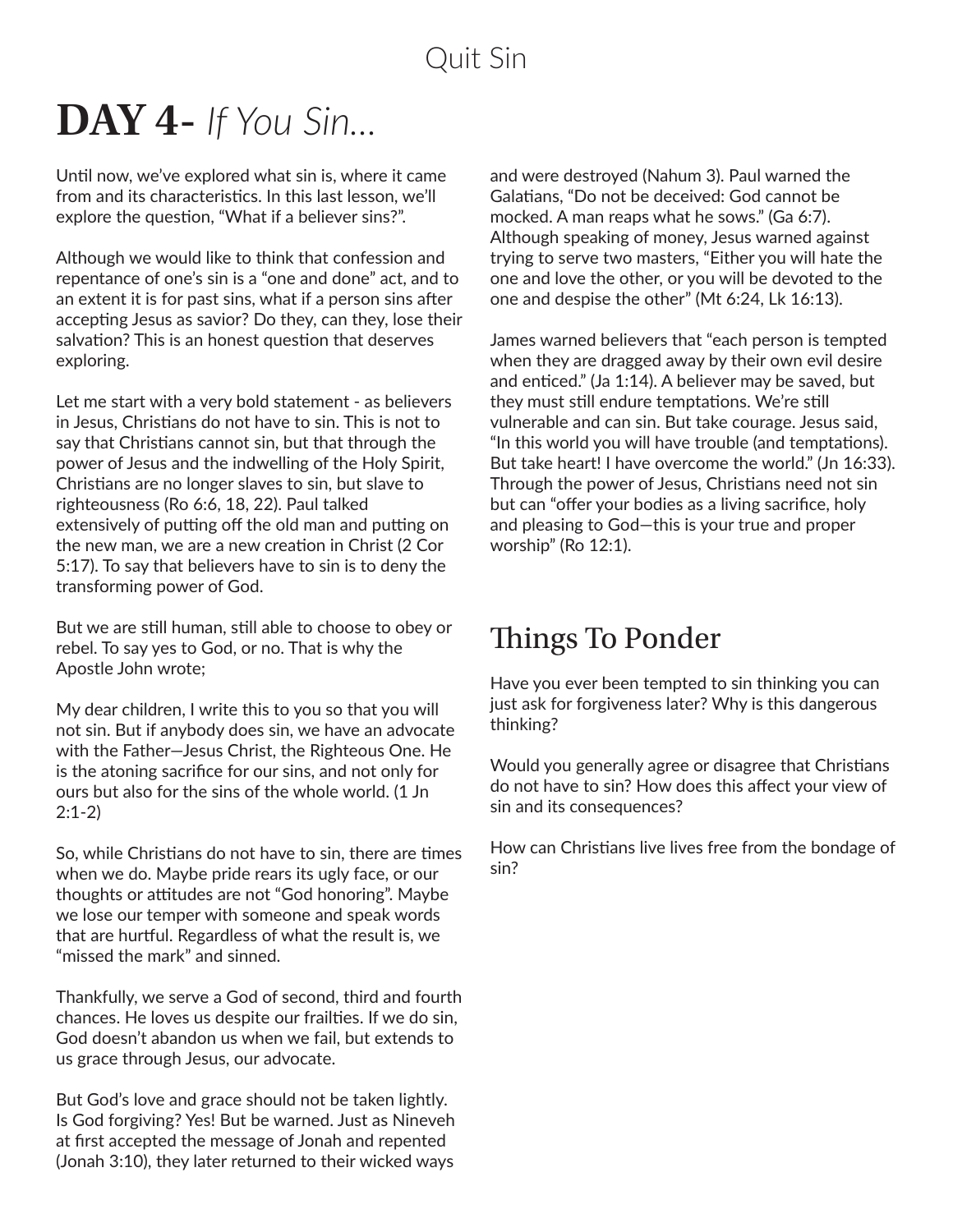# DAY 4- *If You Sin...*

Until now, we've explored what sin is, where it came from and its characteristics. In this last lesson, we'll explore the question, "What if a believer sins?".

Although we would like to think that confession and repentance of one's sin is a "one and done" act, and to an extent it is for past sins, what if a person sins after accepting Jesus as savior? Do they, can they, lose their salvation? This is an honest question that deserves exploring.

Let me start with a very bold statement - as believers in Jesus, Christians do not have to sin. This is not to say that Christians cannot sin, but that through the power of Jesus and the indwelling of the Holy Spirit, Christians are no longer slaves to sin, but slave to righteousness (Ro 6:6, 18, 22). Paul talked extensively of putting off the old man and putting on the new man, we are a new creation in Christ (2 Cor 5:17). To say that believers have to sin is to deny the transforming power of God.

But we are still human, still able to choose to obey or rebel. To say yes to God, or no. That is why the Apostle John wrote;

My dear children, I write this to you so that you will not sin. But if anybody does sin, we have an advocate with the Father—Jesus Christ, the Righteous One. He is the atoning sacrifice for our sins, and not only for ours but also for the sins of the whole world. (1 Jn 2:1-2)

So, while Christians do not have to sin, there are times when we do. Maybe pride rears its ugly face, or our thoughts or attitudes are not "God honoring". Maybe we lose our temper with someone and speak words that are hurtful. Regardless of what the result is, we "missed the mark" and sinned.

Thankfully, we serve a God of second, third and fourth chances. He loves us despite our frailties. If we do sin, God doesn't abandon us when we fail, but extends to us grace through Jesus, our advocate.

But God's love and grace should not be taken lightly. Is God forgiving? Yes! But be warned. Just as Nineveh at first accepted the message of Jonah and repented (Jonah 3:10), they later returned to their wicked ways and were destroyed (Nahum 3). Paul warned the Galatians, "Do not be deceived: God cannot be mocked. A man reaps what he sows." (Ga 6:7). Although speaking of money, Jesus warned against trying to serve two masters, "Either you will hate the one and love the other, or you will be devoted to the one and despise the other" (Mt 6:24, Lk 16:13).

James warned believers that "each person is tempted when they are dragged away by their own evil desire and enticed." (Ja 1:14). A believer may be saved, but they must still endure temptations. We're still vulnerable and can sin. But take courage. Jesus said, "In this world you will have trouble (and temptations). But take heart! I have overcome the world." (Jn 16:33). Through the power of Jesus, Christians need not sin but can "offer your bodies as a living sacrifice, holy and pleasing to God—this is your true and proper worship" (Ro 12:1).

## Things To Ponder

Have you ever been tempted to sin thinking you can just ask for forgiveness later? Why is this dangerous thinking?

Would you generally agree or disagree that Christians do not have to sin? How does this affect your view of sin and its consequences?

How can Christians live lives free from the bondage of sin?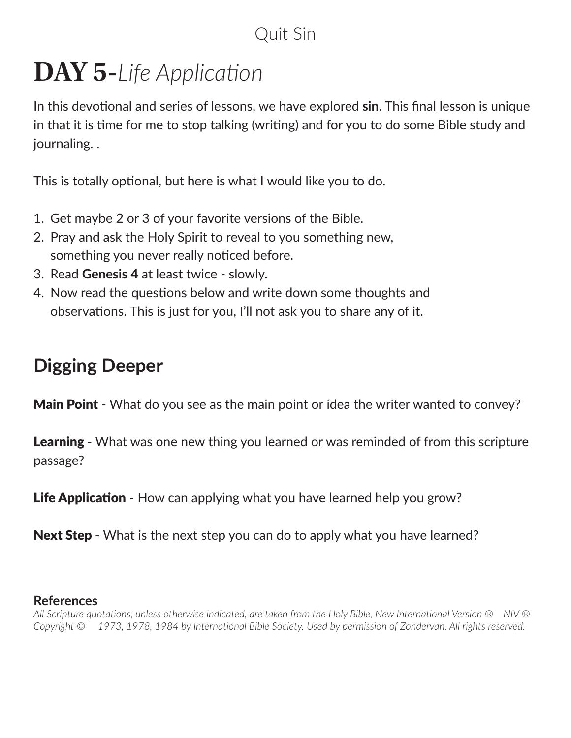# **DAY 5-***Life Application*

In this devotional and series of lessons, we have explored **sin**. This final lesson is unique in that it is time for me to stop talking (writing) and for you to do some Bible study and journaling. .

This is totally optional, but here is what I would like you to do.

1. Get maybe 2 or 3 of your favorite versions of the Bible.
2. Pray and ask the Holy Spirit to reveal to you something new, something you never really noticed before.
3. Read **Genesis 4** at least twice - slowly.
4. Now read the questions below and write down some thoughts and observations. This is just for you, I'll not ask you to share any of it.

## Digging Deeper

**Main Point** - What do you see as the main point or idea the writer wanted to convey?

**Learning** - What was one new thing you learned or was reminded of from this scripture passage?

**Life Application** - How can applying what you have learned help you grow?

**Next Step** - What is the next step you can do to apply what you have learned?

**References**

*All Scripture quotations, unless otherwise indicated, are taken from the Holy Bible, New International Version ® NIV ® Copyright © 1973, 1978, 1984 by International Bible Society. Used by permission of Zondervan. All rights reserved.*